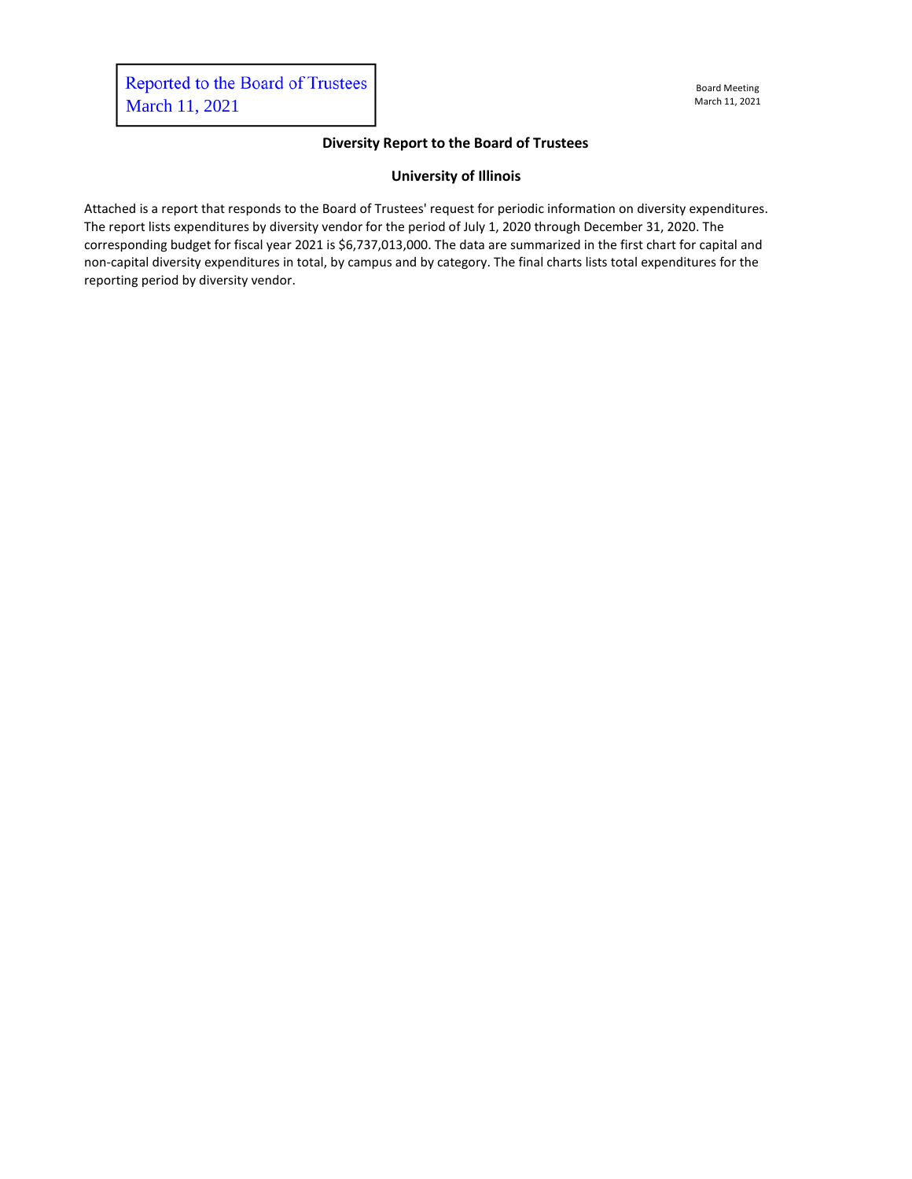Reported to the Board of Trustees
March 11, 2021

Board Meeting
March 11, 2021

## Diversity Report to the Board of Trustees

## University of Illinois

Attached is a report that responds to the Board of Trustees' request for periodic information on diversity expenditures. The report lists expenditures by diversity vendor for the period of July 1, 2020 through December 31, 2020. The corresponding budget for fiscal year 2021 is $6,737,013,000. The data are summarized in the first chart for capital and non-capital diversity expenditures in total, by campus and by category. The final charts lists total expenditures for the reporting period by diversity vendor.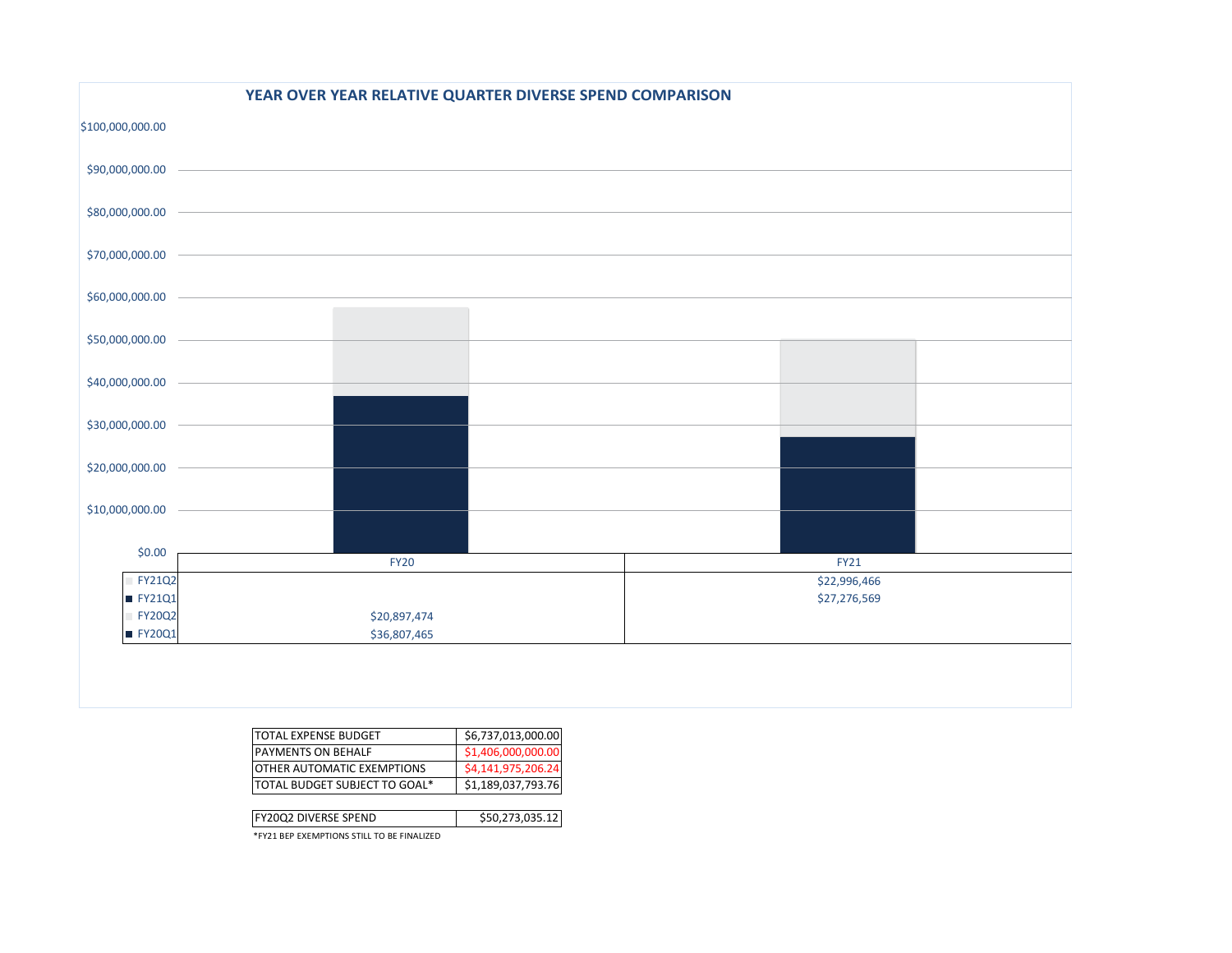## YEAR OVER YEAR RELATIVE QUARTER DIVERSE SPEND COMPARISON

| | FY20 | FY21 |
|---|---|---|
| FY21Q2 | | $22,996,466 |
| FY21Q1 | | $27,276,569 |
| FY20Q2 | $20,897,474 | |
| FY20Q1 | $36,807,465 | |

| | |
|---|---|
| TOTAL EXPENSE BUDGET | $6,737,013,000.00 |
| PAYMENTS ON BEHALF | $1,406,000,000.00 |
| OTHER AUTOMATIC EXEMPTIONS | $4,141,975,206.24 |
| TOTAL BUDGET SUBJECT TO GOAL* | $1,189,037,793.76 |

| | |
|---|---|
| FY20Q2 DIVERSE SPEND | $50,273,035.12 |

*FY21 BEP EXEMPTIONS STILL TO BE FINALIZED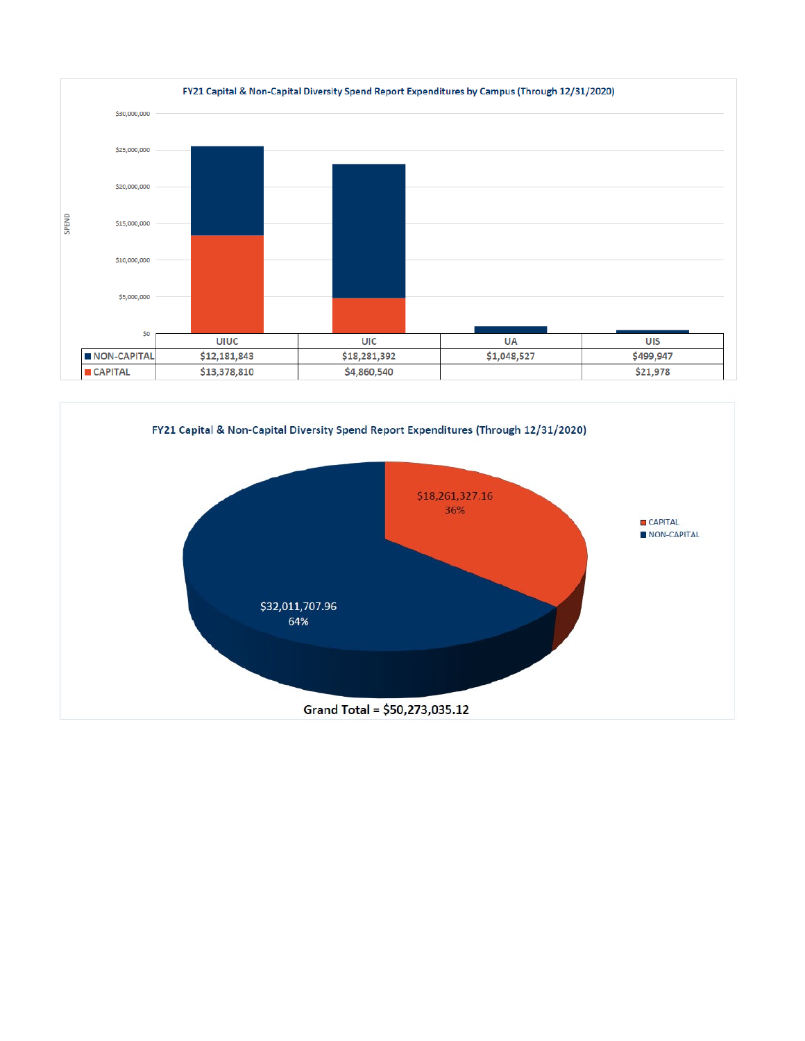### FY21 Capital & Non-Capital Diversity Spend Report Expenditures by Campus (Through 12/31/2020)

| | UIUC | UIC | UA | UIS |
|---|---|---|---|---|
| NON-CAPITAL | $12,181,843 | $18,281,392 | $1,048,527 | $499,947 |
| CAPITAL | $13,378,810 | $4,860,540 | | $21,978 |

### FY21 Capital & Non-Capital Diversity Spend Report Expenditures (Through 12/31/2020)

| | Amount | Percent |
|---|---|---|
| CAPITAL | $18,261,327.16 | 36% |
| NON-CAPITAL | $32,011,707.96 | 64% |

Grand Total = $50,273,035.12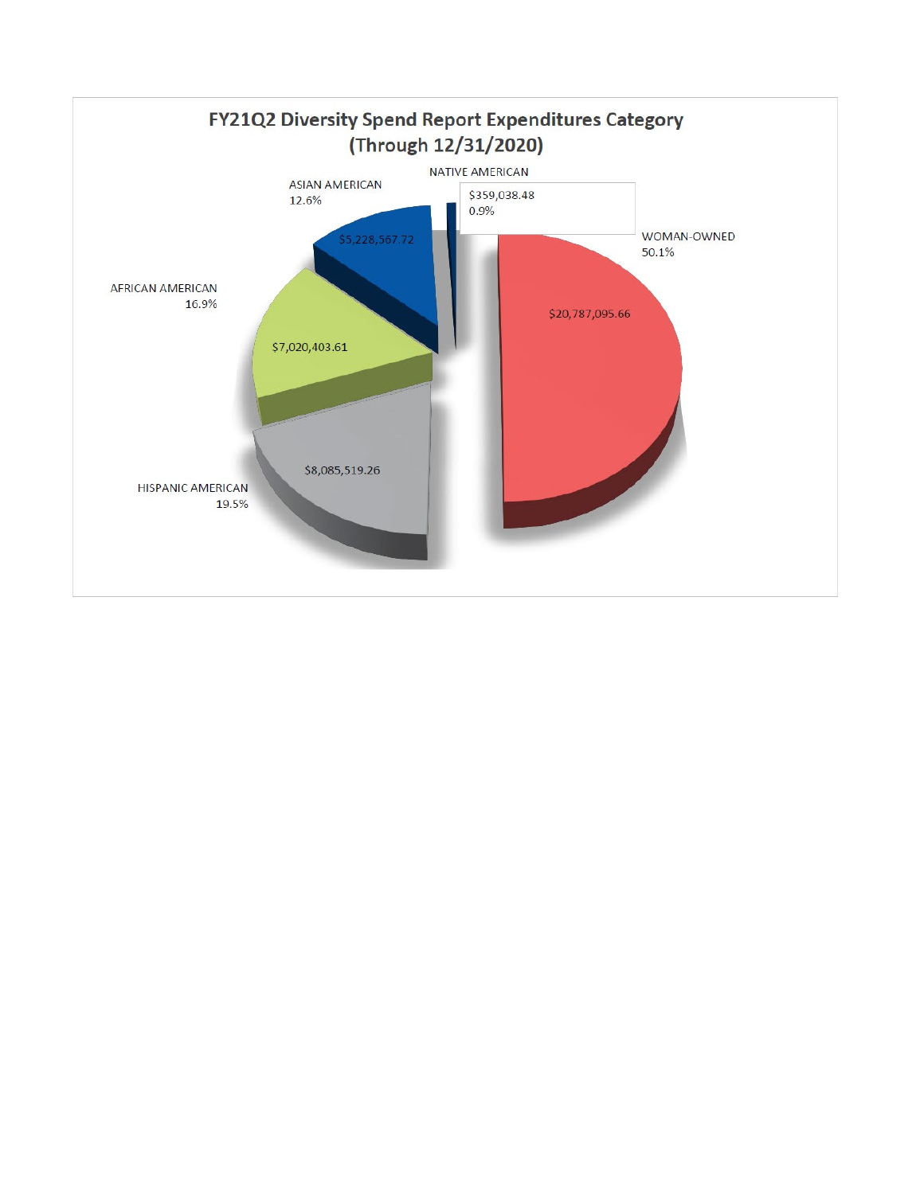## FY21Q2 Diversity Spend Report Expenditures Category (Through 12/31/2020)

| Category | Amount | Percentage |
|---|---|---|
| WOMAN-OWNED | $20,787,095.66 | 50.1% |
| HISPANIC AMERICAN | $8,085,519.26 | 19.5% |
| AFRICAN AMERICAN | $7,020,403.61 | 16.9% |
| ASIAN AMERICAN | $5,228,567.72 | 12.6% |
| NATIVE AMERICAN | $359,038.48 | 0.9% |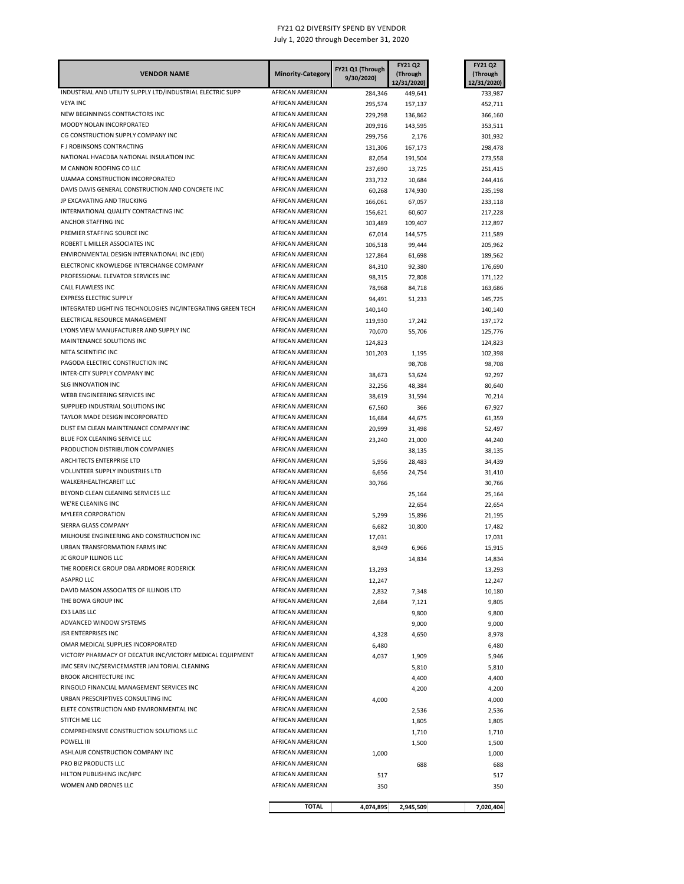# FY21 Q2 DIVERSITY SPEND BY VENDOR

July 1, 2020 through December 31, 2020

| VENDOR NAME | Minority-Category | FY21 Q1 (Through 9/30/2020) | FY21 Q2 (Through 12/31/2020) | FY21 Q2 (Through 12/31/2020) |
|---|---|---|---|---|
| INDUSTRIAL AND UTILITY SUPPLY LTD/INDUSTRIAL ELECTRIC SUPP | AFRICAN AMERICAN | 284,346 | 449,641 | 733,987 |
| VEYA INC | AFRICAN AMERICAN | 295,574 | 157,137 | 452,711 |
| NEW BEGINNINGS CONTRACTORS INC | AFRICAN AMERICAN | 229,298 | 136,862 | 366,160 |
| MOODY NOLAN INCORPORATED | AFRICAN AMERICAN | 209,916 | 143,595 | 353,511 |
| CG CONSTRUCTION SUPPLY COMPANY INC | AFRICAN AMERICAN | 299,756 | 2,176 | 301,932 |
| F J ROBINSONS CONTRACTING | AFRICAN AMERICAN | 131,306 | 167,173 | 298,478 |
| NATIONAL HVACDBA NATIONAL INSULATION INC | AFRICAN AMERICAN | 82,054 | 191,504 | 273,558 |
| M CANNON ROOFING CO LLC | AFRICAN AMERICAN | 237,690 | 13,725 | 251,415 |
| UJAMAA CONSTRUCTION INCORPORATED | AFRICAN AMERICAN | 233,732 | 10,684 | 244,416 |
| DAVIS DAVIS GENERAL CONSTRUCTION AND CONCRETE INC | AFRICAN AMERICAN | 60,268 | 174,930 | 235,198 |
| JP EXCAVATING AND TRUCKING | AFRICAN AMERICAN | 166,061 | 67,057 | 233,118 |
| INTERNATIONAL QUALITY CONTRACTING INC | AFRICAN AMERICAN | 156,621 | 60,607 | 217,228 |
| ANCHOR STAFFING INC | AFRICAN AMERICAN | 103,489 | 109,407 | 212,897 |
| PREMIER STAFFING SOURCE INC | AFRICAN AMERICAN | 67,014 | 144,575 | 211,589 |
| ROBERT L MILLER ASSOCIATES INC | AFRICAN AMERICAN | 106,518 | 99,444 | 205,962 |
| ENVIRONMENTAL DESIGN INTERNATIONAL INC (EDI) | AFRICAN AMERICAN | 127,864 | 61,698 | 189,562 |
| ELECTRONIC KNOWLEDGE INTERCHANGE COMPANY | AFRICAN AMERICAN | 84,310 | 92,380 | 176,690 |
| PROFESSIONAL ELEVATOR SERVICES INC | AFRICAN AMERICAN | 98,315 | 72,808 | 171,122 |
| CALL FLAWLESS INC | AFRICAN AMERICAN | 78,968 | 84,718 | 163,686 |
| EXPRESS ELECTRIC SUPPLY | AFRICAN AMERICAN | 94,491 | 51,233 | 145,725 |
| INTEGRATED LIGHTING TECHNOLOGIES INC/INTEGRATING GREEN TECH | AFRICAN AMERICAN | 140,140 | | 140,140 |
| ELECTRICAL RESOURCE MANAGEMENT | AFRICAN AMERICAN | 119,930 | 17,242 | 137,172 |
| LYONS VIEW MANUFACTURER AND SUPPLY INC | AFRICAN AMERICAN | 70,070 | 55,706 | 125,776 |
| MAINTENANCE SOLUTIONS INC | AFRICAN AMERICAN | 124,823 | | 124,823 |
| NETA SCIENTIFIC INC | AFRICAN AMERICAN | 101,203 | 1,195 | 102,398 |
| PAGODA ELECTRIC CONSTRUCTION INC | AFRICAN AMERICAN | | 98,708 | 98,708 |
| INTER-CITY SUPPLY COMPANY INC | AFRICAN AMERICAN | 38,673 | 53,624 | 92,297 |
| SLG INNOVATION INC | AFRICAN AMERICAN | 32,256 | 48,384 | 80,640 |
| WEBB ENGINEERING SERVICES INC | AFRICAN AMERICAN | 38,619 | 31,594 | 70,214 |
| SUPPLIED INDUSTRIAL SOLUTIONS INC | AFRICAN AMERICAN | 67,560 | 366 | 67,927 |
| TAYLOR MADE DESIGN INCORPORATED | AFRICAN AMERICAN | 16,684 | 44,675 | 61,359 |
| DUST EM CLEAN MAINTENANCE COMPANY INC | AFRICAN AMERICAN | 20,999 | 31,498 | 52,497 |
| BLUE FOX CLEANING SERVICE LLC | AFRICAN AMERICAN | 23,240 | 21,000 | 44,240 |
| PRODUCTION DISTRIBUTION COMPANIES | AFRICAN AMERICAN | | 38,135 | 38,135 |
| ARCHITECTS ENTERPRISE LTD | AFRICAN AMERICAN | 5,956 | 28,483 | 34,439 |
| VOLUNTEER SUPPLY INDUSTRIES LTD | AFRICAN AMERICAN | 6,656 | 24,754 | 31,410 |
| WALKERHEALTHCAREIT LLC | AFRICAN AMERICAN | 30,766 | | 30,766 |
| BEYOND CLEAN CLEANING SERVICES LLC | AFRICAN AMERICAN | | 25,164 | 25,164 |
| WE'RE CLEANING INC | AFRICAN AMERICAN | | 22,654 | 22,654 |
| MYLEER CORPORATION | AFRICAN AMERICAN | 5,299 | 15,896 | 21,195 |
| SIERRA GLASS COMPANY | AFRICAN AMERICAN | 6,682 | 10,800 | 17,482 |
| MILHOUSE ENGINEERING AND CONSTRUCTION INC | AFRICAN AMERICAN | 17,031 | | 17,031 |
| URBAN TRANSFORMATION FARMS INC | AFRICAN AMERICAN | 8,949 | 6,966 | 15,915 |
| JC GROUP ILLINOIS LLC | AFRICAN AMERICAN | | 14,834 | 14,834 |
| THE RODERICK GROUP DBA ARDMORE RODERICK | AFRICAN AMERICAN | 13,293 | | 13,293 |
| ASAPRO LLC | AFRICAN AMERICAN | 12,247 | | 12,247 |
| DAVID MASON ASSOCIATES OF ILLINOIS LTD | AFRICAN AMERICAN | 2,832 | 7,348 | 10,180 |
| THE BOWA GROUP INC | AFRICAN AMERICAN | 2,684 | 7,121 | 9,805 |
| EX3 LABS LLC | AFRICAN AMERICAN | | 9,800 | 9,800 |
| ADVANCED WINDOW SYSTEMS | AFRICAN AMERICAN | | 9,000 | 9,000 |
| JSR ENTERPRISES INC | AFRICAN AMERICAN | 4,328 | 4,650 | 8,978 |
| OMAR MEDICAL SUPPLIES INCORPORATED | AFRICAN AMERICAN | 6,480 | | 6,480 |
| VICTORY PHARMACY OF DECATUR INC/VICTORY MEDICAL EQUIPMENT | AFRICAN AMERICAN | 4,037 | 1,909 | 5,946 |
| JMC SERV INC/SERVICEMASTER JANITORIAL CLEANING | AFRICAN AMERICAN | | 5,810 | 5,810 |
| BROOK ARCHITECTURE INC | AFRICAN AMERICAN | | 4,400 | 4,400 |
| RINGOLD FINANCIAL MANAGEMENT SERVICES INC | AFRICAN AMERICAN | | 4,200 | 4,200 |
| URBAN PRESCRIPTIVES CONSULTING INC | AFRICAN AMERICAN | 4,000 | | 4,000 |
| ELETE CONSTRUCTION AND ENVIRONMENTAL INC | AFRICAN AMERICAN | | 2,536 | 2,536 |
| STITCH ME LLC | AFRICAN AMERICAN | | 1,805 | 1,805 |
| COMPREHENSIVE CONSTRUCTION SOLUTIONS LLC | AFRICAN AMERICAN | | 1,710 | 1,710 |
| POWELL III | AFRICAN AMERICAN | | 1,500 | 1,500 |
| ASHLAUR CONSTRUCTION COMPANY INC | AFRICAN AMERICAN | 1,000 | | 1,000 |
| PRO BIZ PRODUCTS LLC | AFRICAN AMERICAN | | 688 | 688 |
| HILTON PUBLISHING INC/HPC | AFRICAN AMERICAN | 517 | | 517 |
| WOMEN AND DRONES LLC | AFRICAN AMERICAN | 350 | | 350 |
| | **TOTAL** | **4,074,895** | **2,945,509** | **7,020,404** |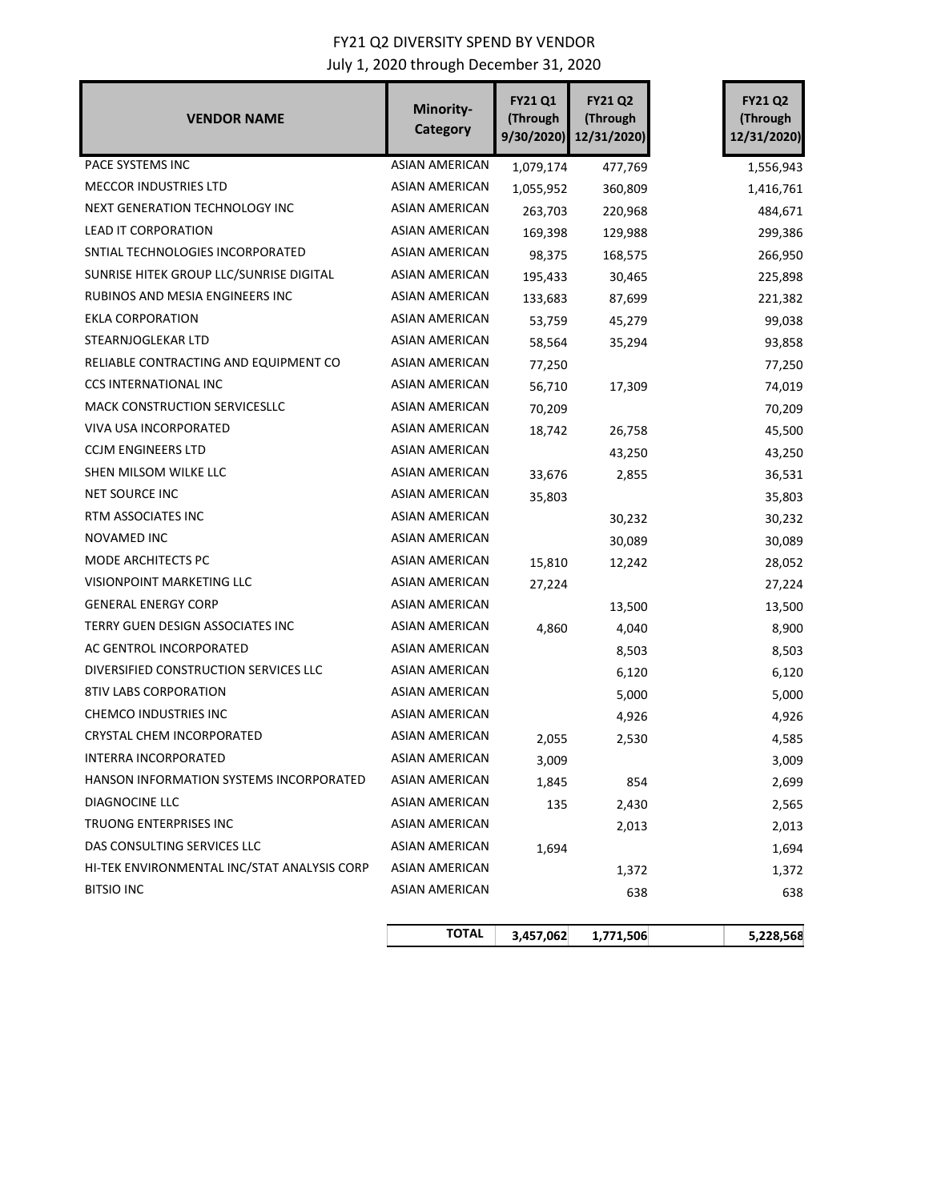# FY21 Q2 DIVERSITY SPEND BY VENDOR

July 1, 2020 through December 31, 2020

| VENDOR NAME | Minority-Category | FY21 Q1 (Through 9/30/2020) | FY21 Q2 (Through 12/31/2020) | FY21 Q2 (Through 12/31/2020) |
|---|---|---|---|---|
| PACE SYSTEMS INC | ASIAN AMERICAN | 1,079,174 | 477,769 | 1,556,943 |
| MECCOR INDUSTRIES LTD | ASIAN AMERICAN | 1,055,952 | 360,809 | 1,416,761 |
| NEXT GENERATION TECHNOLOGY INC | ASIAN AMERICAN | 263,703 | 220,968 | 484,671 |
| LEAD IT CORPORATION | ASIAN AMERICAN | 169,398 | 129,988 | 299,386 |
| SNTIAL TECHNOLOGIES INCORPORATED | ASIAN AMERICAN | 98,375 | 168,575 | 266,950 |
| SUNRISE HITEK GROUP LLC/SUNRISE DIGITAL | ASIAN AMERICAN | 195,433 | 30,465 | 225,898 |
| RUBINOS AND MESIA ENGINEERS INC | ASIAN AMERICAN | 133,683 | 87,699 | 221,382 |
| EKLA CORPORATION | ASIAN AMERICAN | 53,759 | 45,279 | 99,038 |
| STEARNJOGLEKAR LTD | ASIAN AMERICAN | 58,564 | 35,294 | 93,858 |
| RELIABLE CONTRACTING AND EQUIPMENT CO | ASIAN AMERICAN | 77,250 | | 77,250 |
| CCS INTERNATIONAL INC | ASIAN AMERICAN | 56,710 | 17,309 | 74,019 |
| MACK CONSTRUCTION SERVICESLLC | ASIAN AMERICAN | 70,209 | | 70,209 |
| VIVA USA INCORPORATED | ASIAN AMERICAN | 18,742 | 26,758 | 45,500 |
| CCJM ENGINEERS LTD | ASIAN AMERICAN | | 43,250 | 43,250 |
| SHEN MILSOM WILKE LLC | ASIAN AMERICAN | 33,676 | 2,855 | 36,531 |
| NET SOURCE INC | ASIAN AMERICAN | 35,803 | | 35,803 |
| RTM ASSOCIATES INC | ASIAN AMERICAN | | 30,232 | 30,232 |
| NOVAMED INC | ASIAN AMERICAN | | 30,089 | 30,089 |
| MODE ARCHITECTS PC | ASIAN AMERICAN | 15,810 | 12,242 | 28,052 |
| VISIONPOINT MARKETING LLC | ASIAN AMERICAN | 27,224 | | 27,224 |
| GENERAL ENERGY CORP | ASIAN AMERICAN | | 13,500 | 13,500 |
| TERRY GUEN DESIGN ASSOCIATES INC | ASIAN AMERICAN | 4,860 | 4,040 | 8,900 |
| AC GENTROL INCORPORATED | ASIAN AMERICAN | | 8,503 | 8,503 |
| DIVERSIFIED CONSTRUCTION SERVICES LLC | ASIAN AMERICAN | | 6,120 | 6,120 |
| 8TIV LABS CORPORATION | ASIAN AMERICAN | | 5,000 | 5,000 |
| CHEMCO INDUSTRIES INC | ASIAN AMERICAN | | 4,926 | 4,926 |
| CRYSTAL CHEM INCORPORATED | ASIAN AMERICAN | 2,055 | 2,530 | 4,585 |
| INTERRA INCORPORATED | ASIAN AMERICAN | 3,009 | | 3,009 |
| HANSON INFORMATION SYSTEMS INCORPORATED | ASIAN AMERICAN | 1,845 | 854 | 2,699 |
| DIAGNOCINE LLC | ASIAN AMERICAN | 135 | 2,430 | 2,565 |
| TRUONG ENTERPRISES INC | ASIAN AMERICAN | | 2,013 | 2,013 |
| DAS CONSULTING SERVICES LLC | ASIAN AMERICAN | 1,694 | | 1,694 |
| HI-TEK ENVIRONMENTAL INC/STAT ANALYSIS CORP | ASIAN AMERICAN | | 1,372 | 1,372 |
| BITSIO INC | ASIAN AMERICAN | | 638 | 638 |
| | **TOTAL** | **3,457,062** | **1,771,506** | **5,228,568** |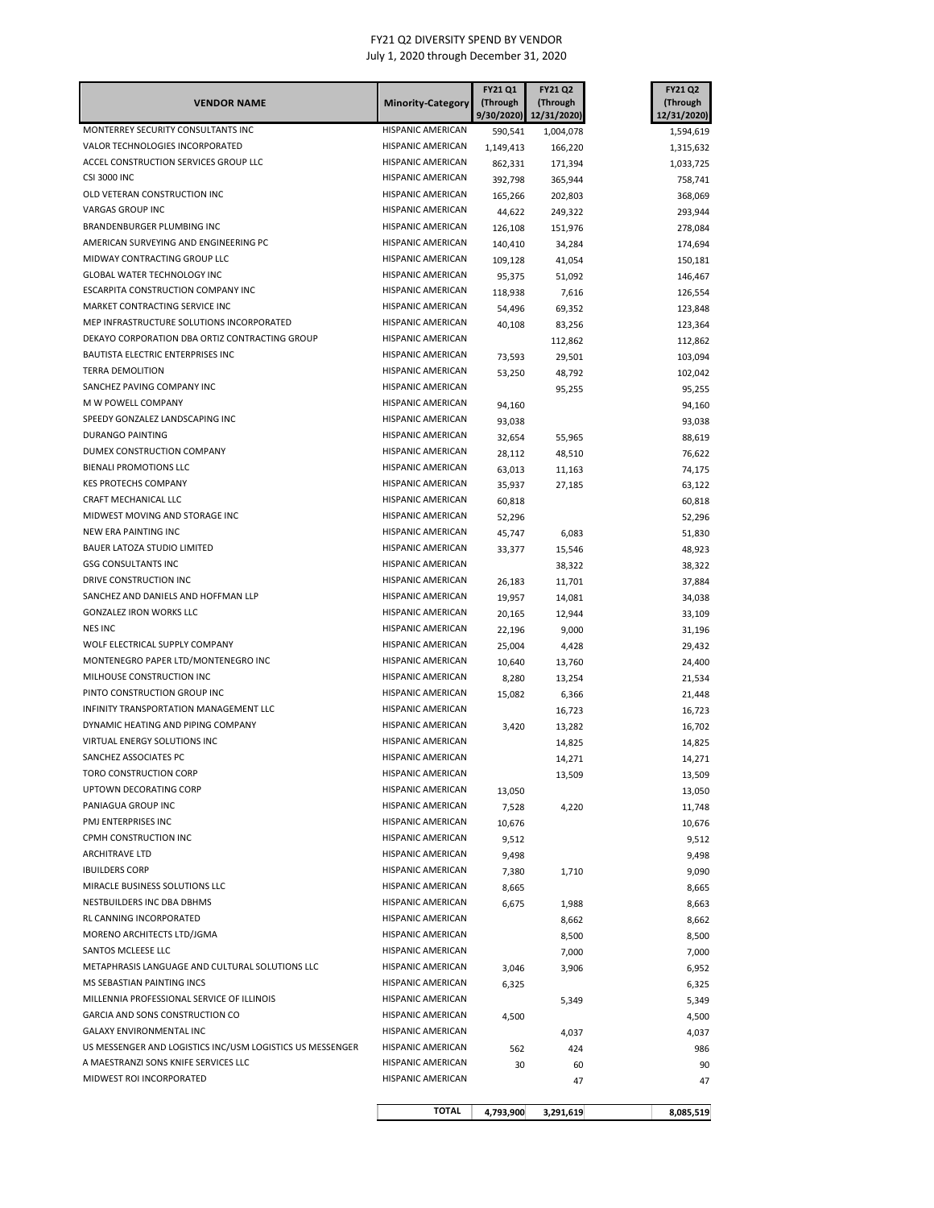FY21 Q2 DIVERSITY SPEND BY VENDOR

July 1, 2020 through December 31, 2020

| VENDOR NAME | Minority-Category | FY21 Q1 (Through 9/30/2020) | FY21 Q2 (Through 12/31/2020) | FY21 Q2 (Through 12/31/2020) |
|---|---|---|---|---|
| MONTERREY SECURITY CONSULTANTS INC | HISPANIC AMERICAN | 590,541 | 1,004,078 | 1,594,619 |
| VALOR TECHNOLOGIES INCORPORATED | HISPANIC AMERICAN | 1,149,413 | 166,220 | 1,315,632 |
| ACCEL CONSTRUCTION SERVICES GROUP LLC | HISPANIC AMERICAN | 862,331 | 171,394 | 1,033,725 |
| CSI 3000 INC | HISPANIC AMERICAN | 392,798 | 365,944 | 758,741 |
| OLD VETERAN CONSTRUCTION INC | HISPANIC AMERICAN | 165,266 | 202,803 | 368,069 |
| VARGAS GROUP INC | HISPANIC AMERICAN | 44,622 | 249,322 | 293,944 |
| BRANDENBURGER PLUMBING INC | HISPANIC AMERICAN | 126,108 | 151,976 | 278,084 |
| AMERICAN SURVEYING AND ENGINEERING PC | HISPANIC AMERICAN | 140,410 | 34,284 | 174,694 |
| MIDWAY CONTRACTING GROUP LLC | HISPANIC AMERICAN | 109,128 | 41,054 | 150,181 |
| GLOBAL WATER TECHNOLOGY INC | HISPANIC AMERICAN | 95,375 | 51,092 | 146,467 |
| ESCARPITA CONSTRUCTION COMPANY INC | HISPANIC AMERICAN | 118,938 | 7,616 | 126,554 |
| MARKET CONTRACTING SERVICE INC | HISPANIC AMERICAN | 54,496 | 69,352 | 123,848 |
| MEP INFRASTRUCTURE SOLUTIONS INCORPORATED | HISPANIC AMERICAN | 40,108 | 83,256 | 123,364 |
| DEKAYO CORPORATION DBA ORTIZ CONTRACTING GROUP | HISPANIC AMERICAN | | 112,862 | 112,862 |
| BAUTISTA ELECTRIC ENTERPRISES INC | HISPANIC AMERICAN | 73,593 | 29,501 | 103,094 |
| TERRA DEMOLITION | HISPANIC AMERICAN | 53,250 | 48,792 | 102,042 |
| SANCHEZ PAVING COMPANY INC | HISPANIC AMERICAN | | 95,255 | 95,255 |
| M W POWELL COMPANY | HISPANIC AMERICAN | 94,160 | | 94,160 |
| SPEEDY GONZALEZ LANDSCAPING INC | HISPANIC AMERICAN | 93,038 | | 93,038 |
| DURANGO PAINTING | HISPANIC AMERICAN | 32,654 | 55,965 | 88,619 |
| DUMEX CONSTRUCTION COMPANY | HISPANIC AMERICAN | 28,112 | 48,510 | 76,622 |
| BIENALI PROMOTIONS LLC | HISPANIC AMERICAN | 63,013 | 11,163 | 74,175 |
| KES PROTECHS COMPANY | HISPANIC AMERICAN | 35,937 | 27,185 | 63,122 |
| CRAFT MECHANICAL LLC | HISPANIC AMERICAN | 60,818 | | 60,818 |
| MIDWEST MOVING AND STORAGE INC | HISPANIC AMERICAN | 52,296 | | 52,296 |
| NEW ERA PAINTING INC | HISPANIC AMERICAN | 45,747 | 6,083 | 51,830 |
| BAUER LATOZA STUDIO LIMITED | HISPANIC AMERICAN | 33,377 | 15,546 | 48,923 |
| GSG CONSULTANTS INC | HISPANIC AMERICAN | | 38,322 | 38,322 |
| DRIVE CONSTRUCTION INC | HISPANIC AMERICAN | 26,183 | 11,701 | 37,884 |
| SANCHEZ AND DANIELS AND HOFFMAN LLP | HISPANIC AMERICAN | 19,957 | 14,081 | 34,038 |
| GONZALEZ IRON WORKS LLC | HISPANIC AMERICAN | 20,165 | 12,944 | 33,109 |
| NES INC | HISPANIC AMERICAN | 22,196 | 9,000 | 31,196 |
| WOLF ELECTRICAL SUPPLY COMPANY | HISPANIC AMERICAN | 25,004 | 4,428 | 29,432 |
| MONTENEGRO PAPER LTD/MONTENEGRO INC | HISPANIC AMERICAN | 10,640 | 13,760 | 24,400 |
| MILHOUSE CONSTRUCTION INC | HISPANIC AMERICAN | 8,280 | 13,254 | 21,534 |
| PINTO CONSTRUCTION GROUP INC | HISPANIC AMERICAN | 15,082 | 6,366 | 21,448 |
| INFINITY TRANSPORTATION MANAGEMENT LLC | HISPANIC AMERICAN | | 16,723 | 16,723 |
| DYNAMIC HEATING AND PIPING COMPANY | HISPANIC AMERICAN | 3,420 | 13,282 | 16,702 |
| VIRTUAL ENERGY SOLUTIONS INC | HISPANIC AMERICAN | | 14,825 | 14,825 |
| SANCHEZ ASSOCIATES PC | HISPANIC AMERICAN | | 14,271 | 14,271 |
| TORO CONSTRUCTION CORP | HISPANIC AMERICAN | | 13,509 | 13,509 |
| UPTOWN DECORATING CORP | HISPANIC AMERICAN | 13,050 | | 13,050 |
| PANIAGUA GROUP INC | HISPANIC AMERICAN | 7,528 | 4,220 | 11,748 |
| PMJ ENTERPRISES INC | HISPANIC AMERICAN | 10,676 | | 10,676 |
| CPMH CONSTRUCTION INC | HISPANIC AMERICAN | 9,512 | | 9,512 |
| ARCHITRAVE LTD | HISPANIC AMERICAN | 9,498 | | 9,498 |
| IBUILDERS CORP | HISPANIC AMERICAN | 7,380 | 1,710 | 9,090 |
| MIRACLE BUSINESS SOLUTIONS LLC | HISPANIC AMERICAN | 8,665 | | 8,665 |
| NESTBUILDERS INC DBA DBHMS | HISPANIC AMERICAN | 6,675 | 1,988 | 8,663 |
| RL CANNING INCORPORATED | HISPANIC AMERICAN | | 8,662 | 8,662 |
| MORENO ARCHITECTS LTD/JGMA | HISPANIC AMERICAN | | 8,500 | 8,500 |
| SANTOS MCLEESE LLC | HISPANIC AMERICAN | | 7,000 | 7,000 |
| METAPHRASIS LANGUAGE AND CULTURAL SOLUTIONS LLC | HISPANIC AMERICAN | 3,046 | 3,906 | 6,952 |
| MS SEBASTIAN PAINTING INCS | HISPANIC AMERICAN | 6,325 | | 6,325 |
| MILLENNIA PROFESSIONAL SERVICE OF ILLINOIS | HISPANIC AMERICAN | | 5,349 | 5,349 |
| GARCIA AND SONS CONSTRUCTION CO | HISPANIC AMERICAN | 4,500 | | 4,500 |
| GALAXY ENVIRONMENTAL INC | HISPANIC AMERICAN | | 4,037 | 4,037 |
| US MESSENGER AND LOGISTICS INC/USM LOGISTICS US MESSENGER | HISPANIC AMERICAN | 562 | 424 | 986 |
| A MAESTRANZI SONS KNIFE SERVICES LLC | HISPANIC AMERICAN | 30 | 60 | 90 |
| MIDWEST ROI INCORPORATED | HISPANIC AMERICAN | | 47 | 47 |
| | **TOTAL** | **4,793,900** | **3,291,619** | **8,085,519** |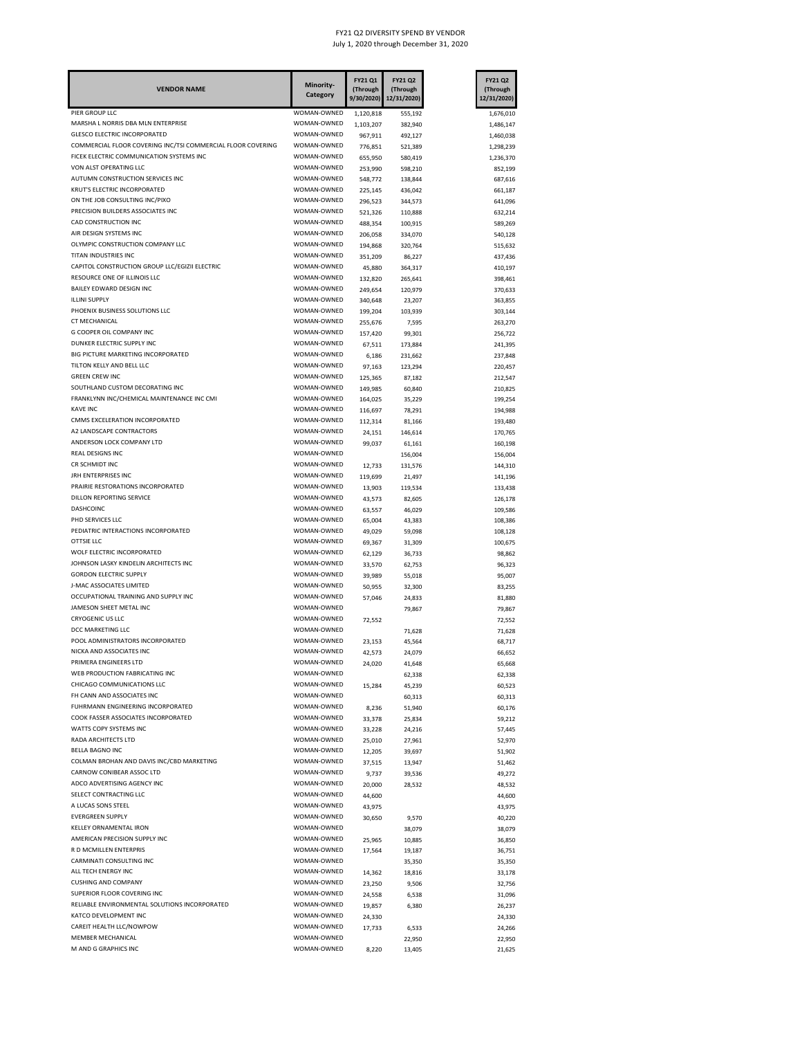FY21 Q2 DIVERSITY SPEND BY VENDOR
July 1, 2020 through December 31, 2020

| VENDOR NAME | Minority-Category | FY21 Q1 (Through 9/30/2020) | FY21 Q2 (Through 12/31/2020) | FY21 Q2 (Through 12/31/2020) |
|---|---|---|---|---|
| PIER GROUP LLC | WOMAN-OWNED | 1,120,818 | 555,192 | 1,676,010 |
| MARSHA L NORRIS DBA MLN ENTERPRISE | WOMAN-OWNED | 1,103,207 | 382,940 | 1,486,147 |
| GLESCO ELECTRIC INCORPORATED | WOMAN-OWNED | 967,911 | 492,127 | 1,460,038 |
| COMMERCIAL FLOOR COVERING INC/TSI COMMERCIAL FLOOR COVERING | WOMAN-OWNED | 776,851 | 521,389 | 1,298,239 |
| FICEK ELECTRIC COMMUNICATION SYSTEMS INC | WOMAN-OWNED | 655,950 | 580,419 | 1,236,370 |
| VON ALST OPERATING LLC | WOMAN-OWNED | 253,990 | 598,210 | 852,199 |
| AUTUMN CONSTRUCTION SERVICES INC | WOMAN-OWNED | 548,772 | 138,844 | 687,616 |
| KRUT'S ELECTRIC INCORPORATED | WOMAN-OWNED | 225,145 | 436,042 | 661,187 |
| ON THE JOB CONSULTING INC/PIXO | WOMAN-OWNED | 296,523 | 344,573 | 641,096 |
| PRECISION BUILDERS ASSOCIATES INC | WOMAN-OWNED | 521,326 | 110,888 | 632,214 |
| CAD CONSTRUCTION INC | WOMAN-OWNED | 488,354 | 100,915 | 589,269 |
| AIR DESIGN SYSTEMS INC | WOMAN-OWNED | 206,058 | 334,070 | 540,128 |
| OLYMPIC CONSTRUCTION COMPANY LLC | WOMAN-OWNED | 194,868 | 320,764 | 515,632 |
| TITAN INDUSTRIES INC | WOMAN-OWNED | 351,209 | 86,227 | 437,436 |
| CAPITOL CONSTRUCTION GROUP LLC/EGIZII ELECTRIC | WOMAN-OWNED | 45,880 | 364,317 | 410,197 |
| RESOURCE ONE OF ILLINOIS LLC | WOMAN-OWNED | 132,820 | 265,641 | 398,461 |
| BAILEY EDWARD DESIGN INC | WOMAN-OWNED | 249,654 | 120,979 | 370,633 |
| ILLINI SUPPLY | WOMAN-OWNED | 340,648 | 23,207 | 363,855 |
| PHOENIX BUSINESS SOLUTIONS LLC | WOMAN-OWNED | 199,204 | 103,939 | 303,144 |
| CT MECHANICAL | WOMAN-OWNED | 255,676 | 7,595 | 263,270 |
| G COOPER OIL COMPANY INC | WOMAN-OWNED | 157,420 | 99,301 | 256,722 |
| DUNKER ELECTRIC SUPPLY INC | WOMAN-OWNED | 67,511 | 173,884 | 241,395 |
| BIG PICTURE MARKETING INCORPORATED | WOMAN-OWNED | 6,186 | 231,662 | 237,848 |
| TILTON KELLY AND BELL LLC | WOMAN-OWNED | 97,163 | 123,294 | 220,457 |
| GREEN CREW INC | WOMAN-OWNED | 125,365 | 87,182 | 212,547 |
| SOUTHLAND CUSTOM DECORATING INC | WOMAN-OWNED | 149,985 | 60,840 | 210,825 |
| FRANKLYNN INC/CHEMICAL MAINTENANCE INC CMI | WOMAN-OWNED | 164,025 | 35,229 | 199,254 |
| KAVE INC | WOMAN-OWNED | 116,697 | 78,291 | 194,988 |
| CMMS EXCELERATION INCORPORATED | WOMAN-OWNED | 112,314 | 81,166 | 193,480 |
| A2 LANDSCAPE CONTRACTORS | WOMAN-OWNED | 24,151 | 146,614 | 170,765 |
| ANDERSON LOCK COMPANY LTD | WOMAN-OWNED | 99,037 | 61,161 | 160,198 |
| REAL DESIGNS INC | WOMAN-OWNED | | 156,004 | 156,004 |
| CR SCHMIDT INC | WOMAN-OWNED | 12,733 | 131,576 | 144,310 |
| JRH ENTERPRISES INC | WOMAN-OWNED | 119,699 | 21,497 | 141,196 |
| PRAIRIE RESTORATIONS INCORPORATED | WOMAN-OWNED | 13,903 | 119,534 | 133,438 |
| DILLON REPORTING SERVICE | WOMAN-OWNED | 43,573 | 82,605 | 126,178 |
| DASHCOINC | WOMAN-OWNED | 63,557 | 46,029 | 109,586 |
| PHD SERVICES LLC | WOMAN-OWNED | 65,004 | 43,383 | 108,386 |
| PEDIATRIC INTERACTIONS INCORPORATED | WOMAN-OWNED | 49,029 | 59,098 | 108,128 |
| OTTSIE LLC | WOMAN-OWNED | 69,367 | 31,309 | 100,675 |
| WOLF ELECTRIC INCORPORATED | WOMAN-OWNED | 62,129 | 36,733 | 98,862 |
| JOHNSON LASKY KINDELIN ARCHITECTS INC | WOMAN-OWNED | 33,570 | 62,753 | 96,323 |
| GORDON ELECTRIC SUPPLY | WOMAN-OWNED | 39,989 | 55,018 | 95,007 |
| J-MAC ASSOCIATES LIMITED | WOMAN-OWNED | 50,955 | 32,300 | 83,255 |
| OCCUPATIONAL TRAINING AND SUPPLY INC | WOMAN-OWNED | 57,046 | 24,833 | 81,880 |
| JAMESON SHEET METAL INC | WOMAN-OWNED | | 79,867 | 79,867 |
| CRYOGENIC US LLC | WOMAN-OWNED | 72,552 | | 72,552 |
| DCC MARKETING LLC | WOMAN-OWNED | | 71,628 | 71,628 |
| POOL ADMINISTRATORS INCORPORATED | WOMAN-OWNED | 23,153 | 45,564 | 68,717 |
| NICKA AND ASSOCIATES INC | WOMAN-OWNED | 42,573 | 24,079 | 66,652 |
| PRIMERA ENGINEERS LTD | WOMAN-OWNED | 24,020 | 41,648 | 65,668 |
| WEB PRODUCTION FABRICATING INC | WOMAN-OWNED | | 62,338 | 62,338 |
| CHICAGO COMMUNICATIONS LLC | WOMAN-OWNED | 15,284 | 45,239 | 60,523 |
| FH CANN AND ASSOCIATES INC | WOMAN-OWNED | | 60,313 | 60,313 |
| FUHRMANN ENGINEERING INCORPORATED | WOMAN-OWNED | 8,236 | 51,940 | 60,176 |
| COOK FASSER ASSOCIATES INCORPORATED | WOMAN-OWNED | 33,378 | 25,834 | 59,212 |
| WATTS COPY SYSTEMS INC | WOMAN-OWNED | 33,228 | 24,216 | 57,445 |
| RADA ARCHITECTS LTD | WOMAN-OWNED | 25,010 | 27,961 | 52,970 |
| BELLA BAGNO INC | WOMAN-OWNED | 12,205 | 39,697 | 51,902 |
| COLMAN BROHAN AND DAVIS INC/CBD MARKETING | WOMAN-OWNED | 37,515 | 13,947 | 51,462 |
| CARNOW CONIBEAR ASSOC LTD | WOMAN-OWNED | 9,737 | 39,536 | 49,272 |
| ADCO ADVERTISING AGENCY INC | WOMAN-OWNED | 20,000 | 28,532 | 48,532 |
| SELECT CONTRACTING LLC | WOMAN-OWNED | 44,600 | | 44,600 |
| A LUCAS SONS STEEL | WOMAN-OWNED | 43,975 | | 43,975 |
| EVERGREEN SUPPLY | WOMAN-OWNED | 30,650 | 9,570 | 40,220 |
| KELLEY ORNAMENTAL IRON | WOMAN-OWNED | | 38,079 | 38,079 |
| AMERICAN PRECISION SUPPLY INC | WOMAN-OWNED | 25,965 | 10,885 | 36,850 |
| R D MCMILLEN ENTERPRIS | WOMAN-OWNED | 17,564 | 19,187 | 36,751 |
| CARMINATI CONSULTING INC | WOMAN-OWNED | | 35,350 | 35,350 |
| ALL TECH ENERGY INC | WOMAN-OWNED | 14,362 | 18,816 | 33,178 |
| CUSHING AND COMPANY | WOMAN-OWNED | 23,250 | 9,506 | 32,756 |
| SUPERIOR FLOOR COVERING INC | WOMAN-OWNED | 24,558 | 6,538 | 31,096 |
| RELIABLE ENVIRONMENTAL SOLUTIONS INCORPORATED | WOMAN-OWNED | 19,857 | 6,380 | 26,237 |
| KATCO DEVELOPMENT INC | WOMAN-OWNED | 24,330 | | 24,330 |
| CAREIT HEALTH LLC/NOWPOW | WOMAN-OWNED | 17,733 | 6,533 | 24,266 |
| MEMBER MECHANICAL | WOMAN-OWNED | | 22,950 | 22,950 |
| M AND G GRAPHICS INC | WOMAN-OWNED | 8,220 | 13,405 | 21,625 |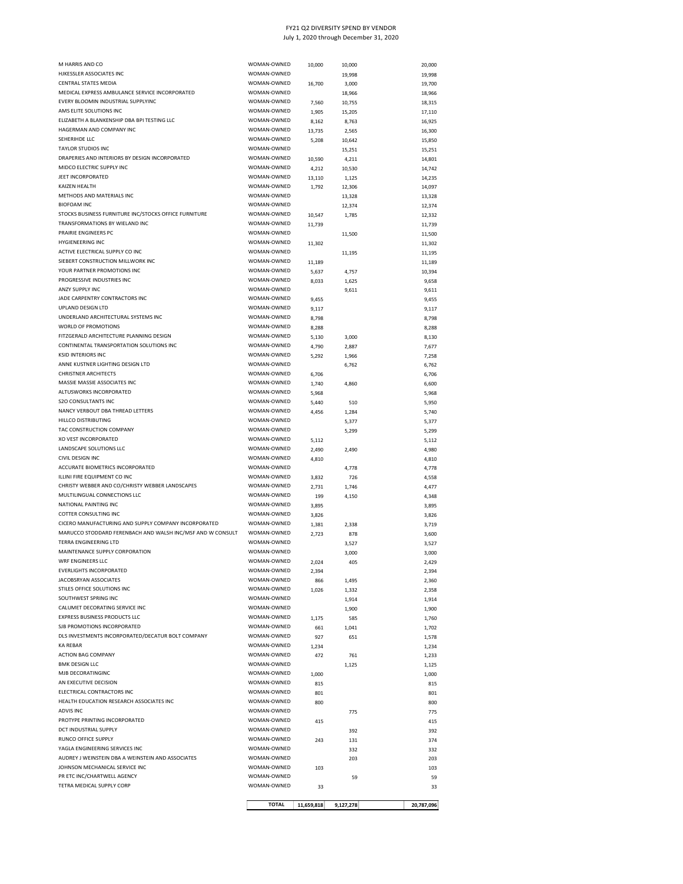# FY21 Q2 DIVERSITY SPEND BY VENDOR

July 1, 2020 through December 31, 2020

| Vendor | Category | | | Total |
|---|---|---|---|---|
| M HARRIS AND CO | WOMAN-OWNED | 10,000 | 10,000 | 20,000 |
| HJKESSLER ASSOCIATES INC | WOMAN-OWNED | | 19,998 | 19,998 |
| CENTRAL STATES MEDIA | WOMAN-OWNED | 16,700 | 3,000 | 19,700 |
| MEDICAL EXPRESS AMBULANCE SERVICE INCORPORATED | WOMAN-OWNED | | 18,966 | 18,966 |
| EVERY BLOOMIN INDUSTRIAL SUPPLYINC | WOMAN-OWNED | 7,560 | 10,755 | 18,315 |
| AMS ELITE SOLUTIONS INC | WOMAN-OWNED | 1,905 | 15,205 | 17,110 |
| ELIZABETH A BLANKENSHIP DBA BPI TESTING LLC | WOMAN-OWNED | 8,162 | 8,763 | 16,925 |
| HAGERMAN AND COMPANY INC | WOMAN-OWNED | 13,735 | 2,565 | 16,300 |
| SEHERIHDE LLC | WOMAN-OWNED | 5,208 | 10,642 | 15,850 |
| TAYLOR STUDIOS INC | WOMAN-OWNED | | 15,251 | 15,251 |
| DRAPERIES AND INTERIORS BY DESIGN INCORPORATED | WOMAN-OWNED | 10,590 | 4,211 | 14,801 |
| MIDCO ELECTRIC SUPPLY INC | WOMAN-OWNED | 4,212 | 10,530 | 14,742 |
| JEET INCORPORATED | WOMAN-OWNED | 13,110 | 1,125 | 14,235 |
| KAIZEN HEALTH | WOMAN-OWNED | 1,792 | 12,306 | 14,097 |
| METHODS AND MATERIALS INC | WOMAN-OWNED | | 13,328 | 13,328 |
| BIOFOAM INC | WOMAN-OWNED | | 12,374 | 12,374 |
| STOCKS BUSINESS FURNITURE INC/STOCKS OFFICE FURNITURE | WOMAN-OWNED | 10,547 | 1,785 | 12,332 |
| TRANSFORMATIONS BY WIELAND INC | WOMAN-OWNED | 11,739 | | 11,739 |
| PRAIRIE ENGINEERS PC | WOMAN-OWNED | | 11,500 | 11,500 |
| HYGIENEERING INC | WOMAN-OWNED | 11,302 | | 11,302 |
| ACTIVE ELECTRICAL SUPPLY CO INC | WOMAN-OWNED | | 11,195 | 11,195 |
| SIEBERT CONSTRUCTION MILLWORK INC | WOMAN-OWNED | 11,189 | | 11,189 |
| YOUR PARTNER PROMOTIONS INC | WOMAN-OWNED | 5,637 | 4,757 | 10,394 |
| PROGRESSIVE INDUSTRIES INC | WOMAN-OWNED | 8,033 | 1,625 | 9,658 |
| ANZY SUPPLY INC | WOMAN-OWNED | | 9,611 | 9,611 |
| JADE CARPENTRY CONTRACTORS INC | WOMAN-OWNED | 9,455 | | 9,455 |
| UPLAND DESIGN LTD | WOMAN-OWNED | 9,117 | | 9,117 |
| UNDERLAND ARCHITECTURAL SYSTEMS INC | WOMAN-OWNED | 8,798 | | 8,798 |
| WORLD OF PROMOTIONS | WOMAN-OWNED | 8,288 | | 8,288 |
| FITZGERALD ARCHITECTURE PLANNING DESIGN | WOMAN-OWNED | 5,130 | 3,000 | 8,130 |
| CONTINENTAL TRANSPORTATION SOLUTIONS INC | WOMAN-OWNED | 4,790 | 2,887 | 7,677 |
| KSID INTERIORS INC | WOMAN-OWNED | 5,292 | 1,966 | 7,258 |
| ANNE KUSTNER LIGHTING DESIGN LTD | WOMAN-OWNED | | 6,762 | 6,762 |
| CHRISTNER ARCHITECTS | WOMAN-OWNED | 6,706 | | 6,706 |
| MASSIE MASSIE ASSOCIATES INC | WOMAN-OWNED | 1,740 | 4,860 | 6,600 |
| ALTUSWORKS INCORPORATED | WOMAN-OWNED | 5,968 | | 5,968 |
| S2O CONSULTANTS INC | WOMAN-OWNED | 5,440 | 510 | 5,950 |
| NANCY VERBOUT DBA THREAD LETTERS | WOMAN-OWNED | 4,456 | 1,284 | 5,740 |
| HILLCO DISTRIBUTING | WOMAN-OWNED | | 5,377 | 5,377 |
| TAC CONSTRUCTION COMPANY | WOMAN-OWNED | | 5,299 | 5,299 |
| XO VEST INCORPORATED | WOMAN-OWNED | 5,112 | | 5,112 |
| LANDSCAPE SOLUTIONS LLC | WOMAN-OWNED | 2,490 | 2,490 | 4,980 |
| CIVIL DESIGN INC | WOMAN-OWNED | 4,810 | | 4,810 |
| ACCURATE BIOMETRICS INCORPORATED | WOMAN-OWNED | | 4,778 | 4,778 |
| ILLINI FIRE EQUIPMENT CO INC | WOMAN-OWNED | 3,832 | 726 | 4,558 |
| CHRISTY WEBBER AND CO/CHRISTY WEBBER LANDSCAPES | WOMAN-OWNED | 2,731 | 1,746 | 4,477 |
| MULTILINGUAL CONNECTIONS LLC | WOMAN-OWNED | 199 | 4,150 | 4,348 |
| NATIONAL PAINTING INC | WOMAN-OWNED | 3,895 | | 3,895 |
| COTTER CONSULTING INC | WOMAN-OWNED | 3,826 | | 3,826 |
| CICERO MANUFACTURING AND SUPPLY COMPANY INCORPORATED | WOMAN-OWNED | 1,381 | 2,338 | 3,719 |
| MARUCCO STODDARD FERENBACH AND WALSH INC/MSF AND W CONSULT | WOMAN-OWNED | 2,723 | 878 | 3,600 |
| TERRA ENGINEERING LTD | WOMAN-OWNED | | 3,527 | 3,527 |
| MAINTENANCE SUPPLY CORPORATION | WOMAN-OWNED | | 3,000 | 3,000 |
| WRF ENGINEERS LLC | WOMAN-OWNED | 2,024 | 405 | 2,429 |
| EVERLIGHTS INCORPORATED | WOMAN-OWNED | 2,394 | | 2,394 |
| JACOBSRYAN ASSOCIATES | WOMAN-OWNED | 866 | 1,495 | 2,360 |
| STILES OFFICE SOLUTIONS INC | WOMAN-OWNED | 1,026 | 1,332 | 2,358 |
| SOUTHWEST SPRING INC | WOMAN-OWNED | | 1,914 | 1,914 |
| CALUMET DECORATING SERVICE INC | WOMAN-OWNED | | 1,900 | 1,900 |
| EXPRESS BUSINESS PRODUCTS LLC | WOMAN-OWNED | 1,175 | 585 | 1,760 |
| SJB PROMOTIONS INCORPORATED | WOMAN-OWNED | 661 | 1,041 | 1,702 |
| DLS INVESTMENTS INCORPORATED/DECATUR BOLT COMPANY | WOMAN-OWNED | 927 | 651 | 1,578 |
| KA REBAR | WOMAN-OWNED | 1,234 | | 1,234 |
| ACTION BAG COMPANY | WOMAN-OWNED | 472 | 761 | 1,233 |
| BMK DESIGN LLC | WOMAN-OWNED | | 1,125 | 1,125 |
| MJB DECORATINGINC | WOMAN-OWNED | 1,000 | | 1,000 |
| AN EXECUTIVE DECISION | WOMAN-OWNED | 815 | | 815 |
| ELECTRICAL CONTRACTORS INC | WOMAN-OWNED | 801 | | 801 |
| HEALTH EDUCATION RESEARCH ASSOCIATES INC | WOMAN-OWNED | 800 | | 800 |
| ADVIS INC | WOMAN-OWNED | | 775 | 775 |
| PROTYPE PRINTING INCORPORATED | WOMAN-OWNED | 415 | | 415 |
| DCT INDUSTRIAL SUPPLY | WOMAN-OWNED | | 392 | 392 |
| RUNCO OFFICE SUPPLY | WOMAN-OWNED | 243 | 131 | 374 |
| YAGLA ENGINEERING SERVICES INC | WOMAN-OWNED | | 332 | 332 |
| AUDREY J WEINSTEIN DBA A WEINSTEIN AND ASSOCIATES | WOMAN-OWNED | | 203 | 203 |
| JOHNSON MECHANICAL SERVICE INC | WOMAN-OWNED | 103 | | 103 |
| PR ETC INC/CHARTWELL AGENCY | WOMAN-OWNED | | 59 | 59 |
| TETRA MEDICAL SUPPLY CORP | WOMAN-OWNED | 33 | | 33 |
| | **TOTAL** | **11,659,818** | **9,127,278** | **20,787,096** |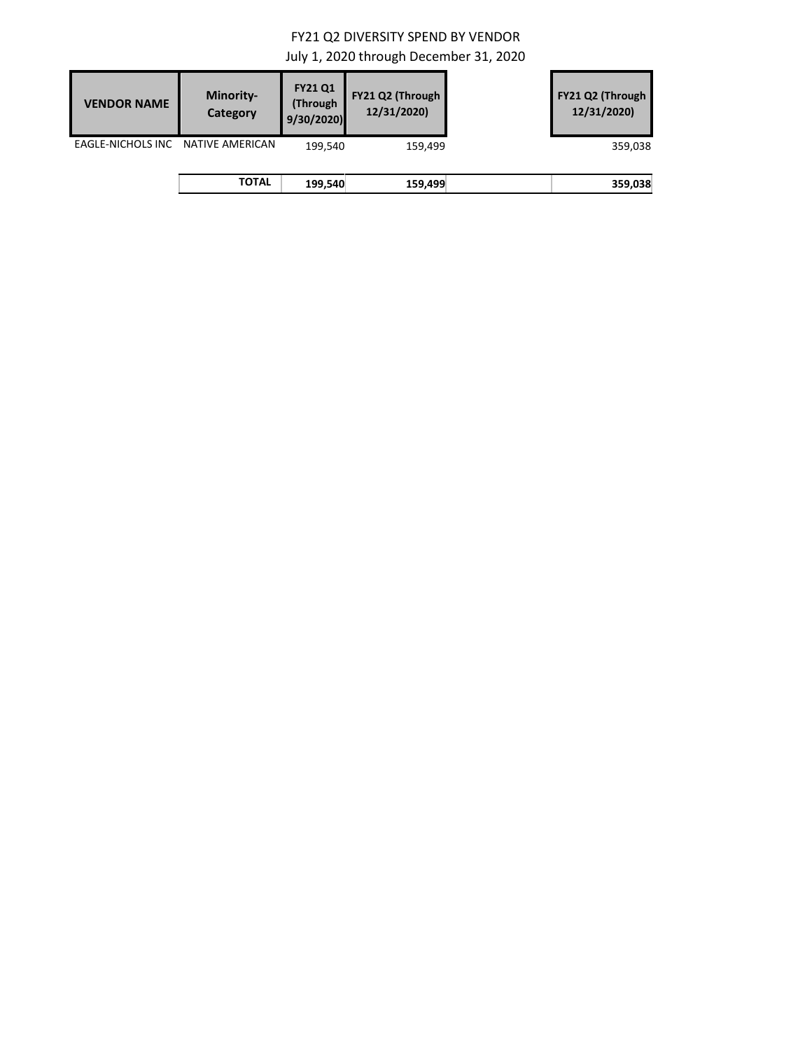FY21 Q2 DIVERSITY SPEND BY VENDOR

July 1, 2020 through December 31, 2020

| VENDOR NAME | Minority-Category | FY21 Q1 (Through 9/30/2020) | FY21 Q2 (Through 12/31/2020) | | FY21 Q2 (Through 12/31/2020) |
|---|---|---|---|---|---|
| EAGLE-NICHOLS INC | NATIVE AMERICAN | 199,540 | 159,499 | | 359,038 |
| | **TOTAL** | **199,540** | **159,499** | | **359,038** |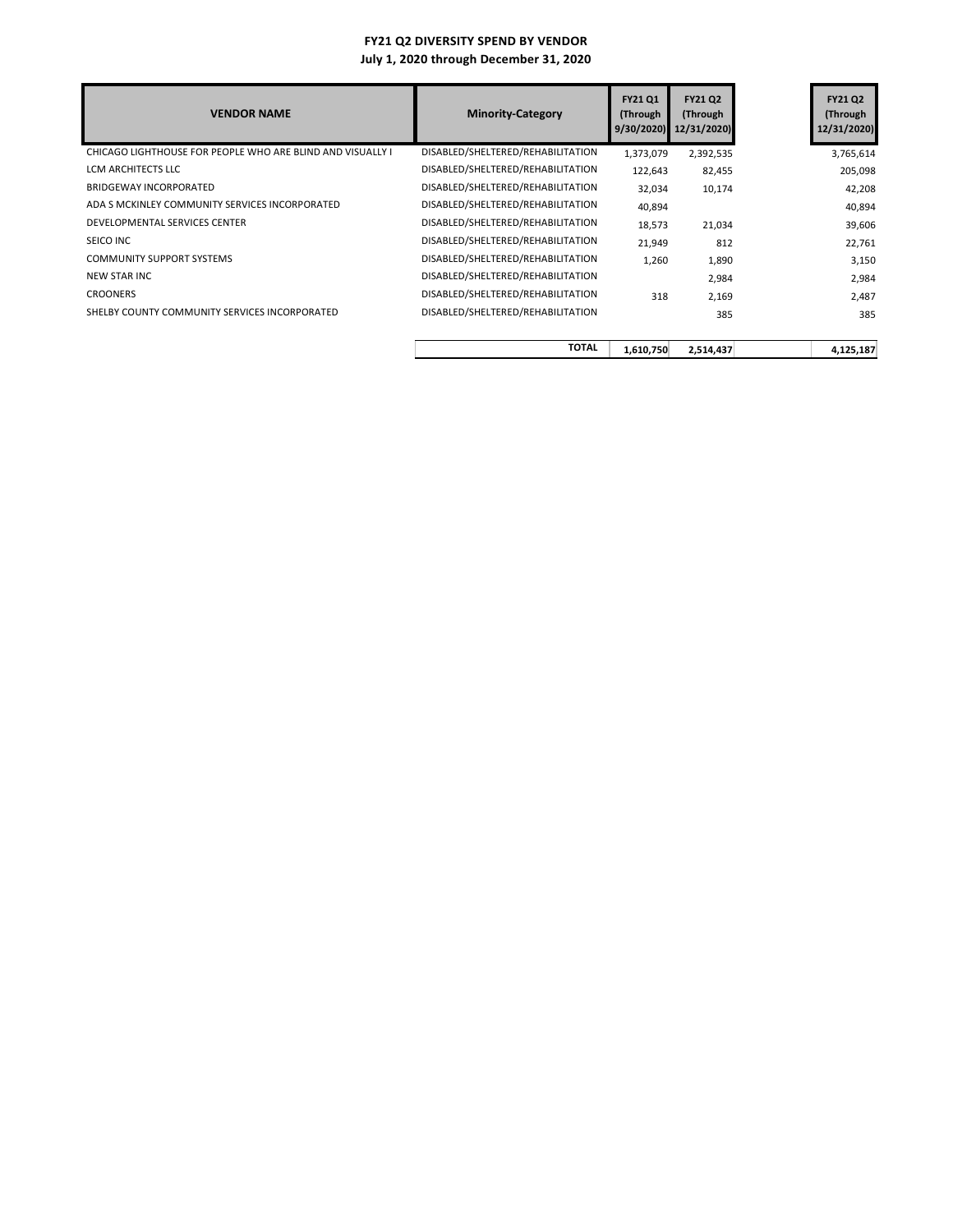**FY21 Q2 DIVERSITY SPEND BY VENDOR**

**July 1, 2020 through December 31, 2020**

| VENDOR NAME | Minority-Category | FY21 Q1 (Through 9/30/2020) | FY21 Q2 (Through 12/31/2020) | FY21 Q2 (Through 12/31/2020) |
|---|---|---|---|---|
| CHICAGO LIGHTHOUSE FOR PEOPLE WHO ARE BLIND AND VISUALLY I | DISABLED/SHELTERED/REHABILITATION | 1,373,079 | 2,392,535 | 3,765,614 |
| LCM ARCHITECTS LLC | DISABLED/SHELTERED/REHABILITATION | 122,643 | 82,455 | 205,098 |
| BRIDGEWAY INCORPORATED | DISABLED/SHELTERED/REHABILITATION | 32,034 | 10,174 | 42,208 |
| ADA S MCKINLEY COMMUNITY SERVICES INCORPORATED | DISABLED/SHELTERED/REHABILITATION | 40,894 | | 40,894 |
| DEVELOPMENTAL SERVICES CENTER | DISABLED/SHELTERED/REHABILITATION | 18,573 | 21,034 | 39,606 |
| SEICO INC | DISABLED/SHELTERED/REHABILITATION | 21,949 | 812 | 22,761 |
| COMMUNITY SUPPORT SYSTEMS | DISABLED/SHELTERED/REHABILITATION | 1,260 | 1,890 | 3,150 |
| NEW STAR INC | DISABLED/SHELTERED/REHABILITATION | | 2,984 | 2,984 |
| CROONERS | DISABLED/SHELTERED/REHABILITATION | 318 | 2,169 | 2,487 |
| SHELBY COUNTY COMMUNITY SERVICES INCORPORATED | DISABLED/SHELTERED/REHABILITATION | | 385 | 385 |
| | **TOTAL** | **1,610,750** | **2,514,437** | **4,125,187** |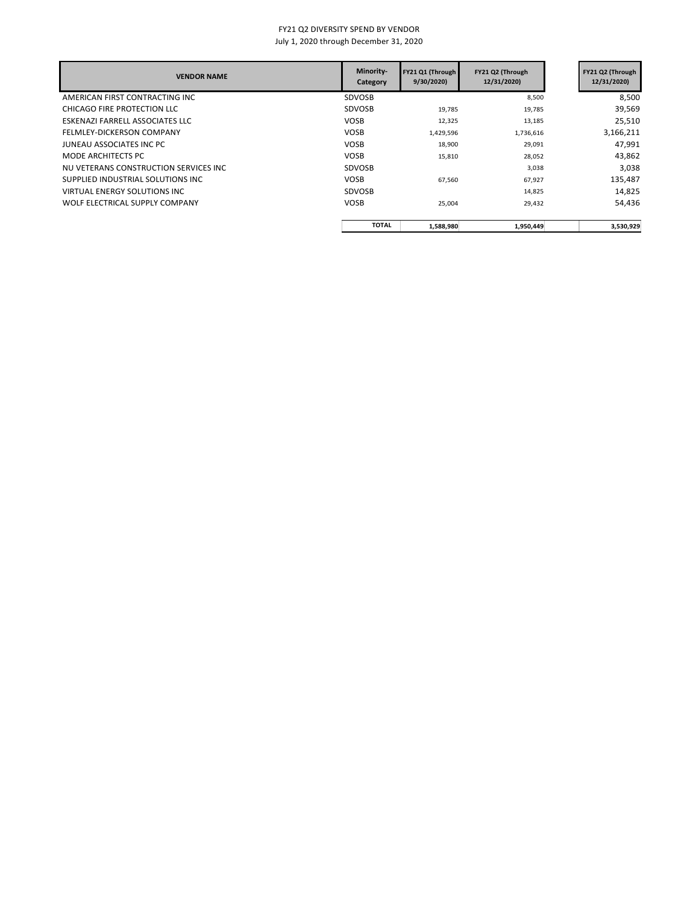FY21 Q2 DIVERSITY SPEND BY VENDOR

July 1, 2020 through December 31, 2020

| VENDOR NAME | Minority-Category | FY21 Q1 (Through 9/30/2020) | FY21 Q2 (Through 12/31/2020) | FY21 Q2 (Through 12/31/2020) |
|---|---|---|---|---|
| AMERICAN FIRST CONTRACTING INC | SDVOSB | | 8,500 | 8,500 |
| CHICAGO FIRE PROTECTION LLC | SDVOSB | 19,785 | 19,785 | 39,569 |
| ESKENAZI FARRELL ASSOCIATES LLC | VOSB | 12,325 | 13,185 | 25,510 |
| FELMLEY-DICKERSON COMPANY | VOSB | 1,429,596 | 1,736,616 | 3,166,211 |
| JUNEAU ASSOCIATES INC PC | VOSB | 18,900 | 29,091 | 47,991 |
| MODE ARCHITECTS PC | VOSB | 15,810 | 28,052 | 43,862 |
| NU VETERANS CONSTRUCTION SERVICES INC | SDVOSB | | 3,038 | 3,038 |
| SUPPLIED INDUSTRIAL SOLUTIONS INC | VOSB | 67,560 | 67,927 | 135,487 |
| VIRTUAL ENERGY SOLUTIONS INC | SDVOSB | | 14,825 | 14,825 |
| WOLF ELECTRICAL SUPPLY COMPANY | VOSB | 25,004 | 29,432 | 54,436 |
| | **TOTAL** | **1,588,980** | **1,950,449** | **3,530,929** |